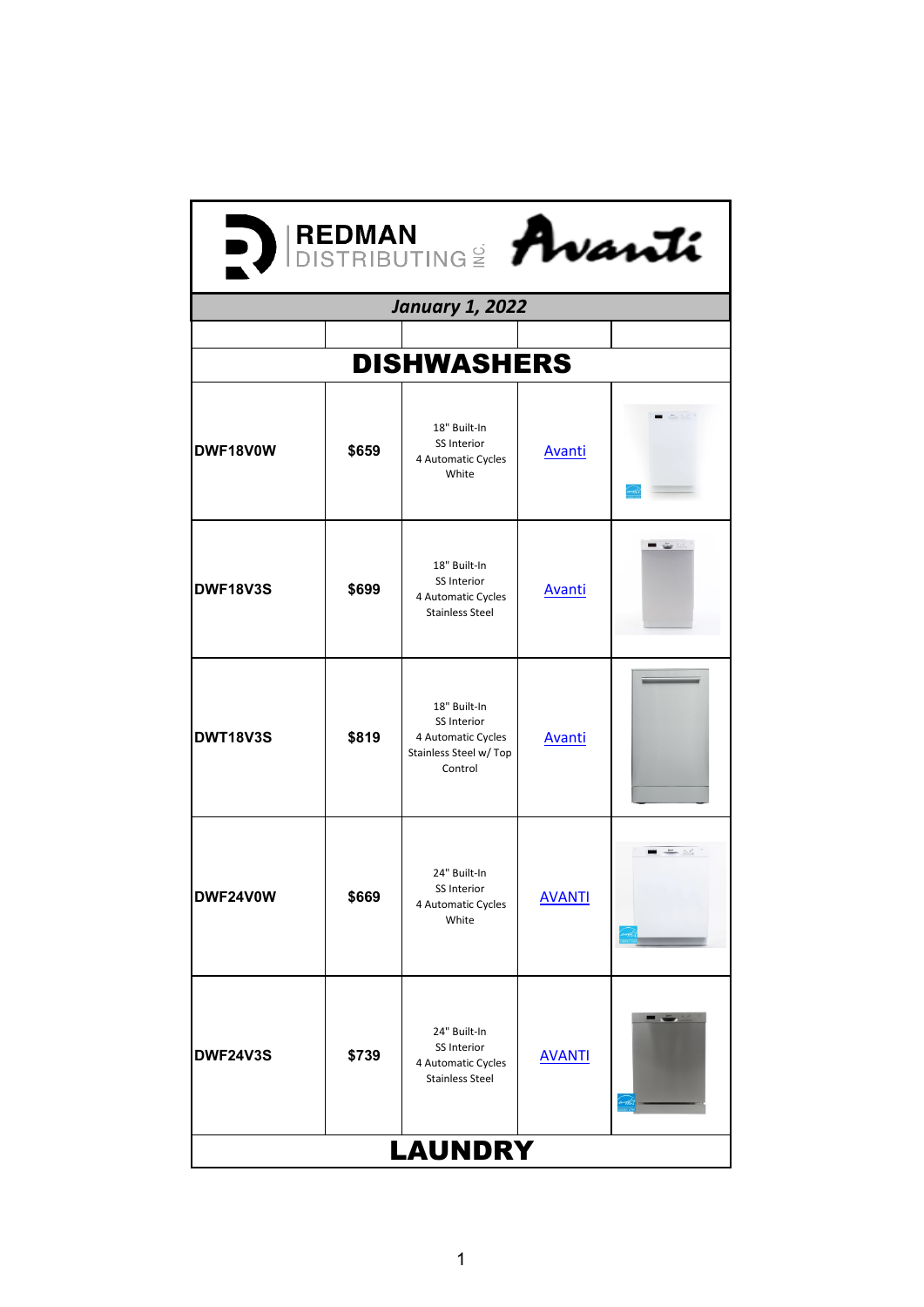REDMAN DISTRIBUTING INC. Avanti

*January 1, 2022*

| | | | | |
|---|---|---|---|---|
| **DISHWASHERS** | | | | |
| **DWF18V0W** | **$659** | 18" Built-In<br>SS Interior<br>4 Automatic Cycles<br>White | Avanti | |
| **DWF18V3S** | **$699** | 18" Built-In<br>SS Interior<br>4 Automatic Cycles<br>Stainless Steel | Avanti | |
| **DWT18V3S** | **$819** | 18" Built-In<br>SS Interior<br>4 Automatic Cycles<br>Stainless Steel w/ Top Control | Avanti | |
| **DWF24V0W** | **$669** | 24" Built-In<br>SS Interior<br>4 Automatic Cycles<br>White | AVANTI | |
| **DWF24V3S** | **$739** | 24" Built-In<br>SS Interior<br>4 Automatic Cycles<br>Stainless Steel | AVANTI | |
| **LAUNDRY** | | | | |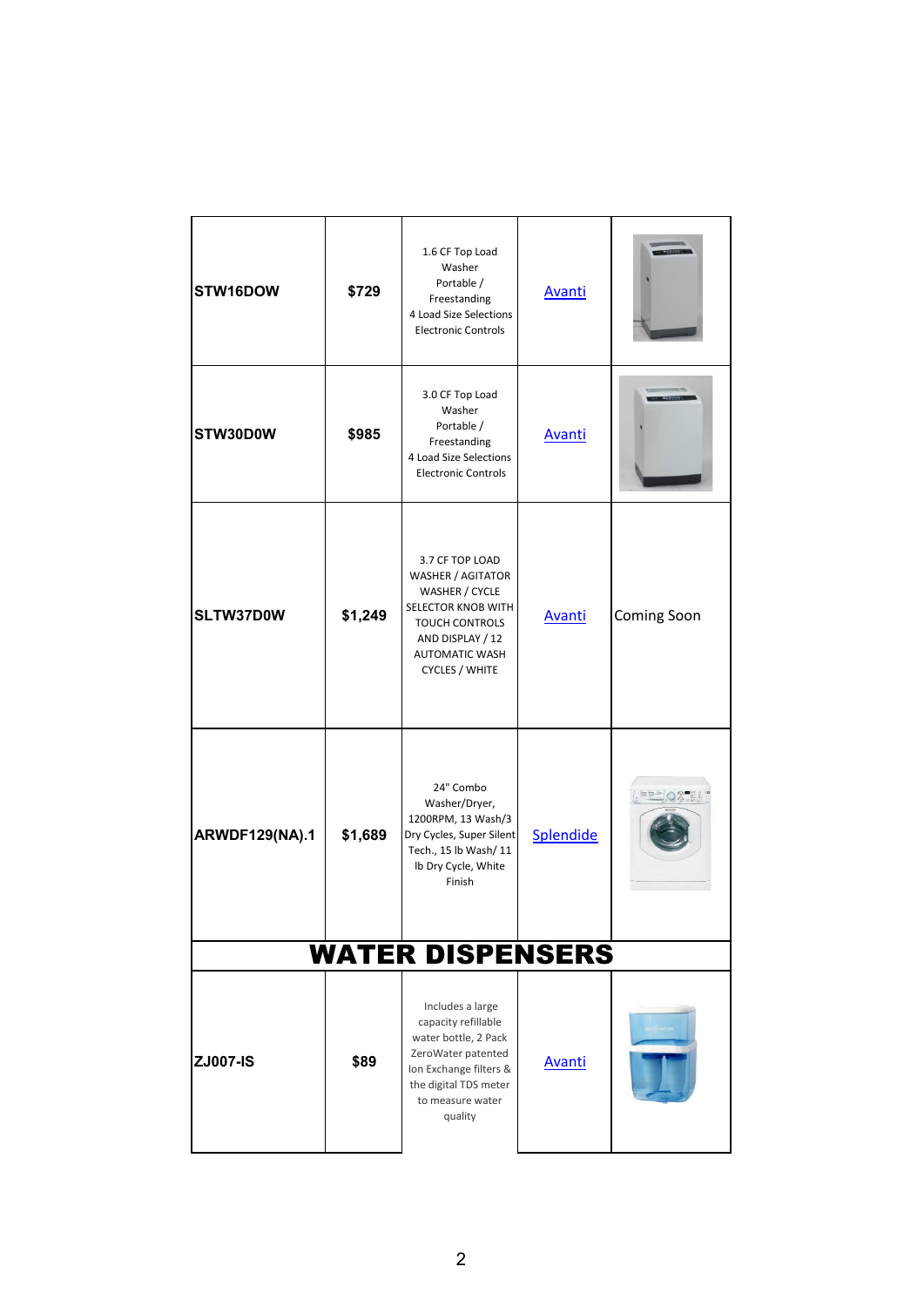| | | | | |
|---|---|---|---|---|
| STW16DOW | $729 | 1.6 CF Top Load Washer Portable / Freestanding 4 Load Size Selections Electronic Controls | Avanti | |
| STW30D0W | $985 | 3.0 CF Top Load Washer Portable / Freestanding 4 Load Size Selections Electronic Controls | Avanti | |
| SLTW37D0W | $1,249 | 3.7 CF TOP LOAD WASHER / AGITATOR WASHER / CYCLE SELECTOR KNOB WITH TOUCH CONTROLS AND DISPLAY / 12 AUTOMATIC WASH CYCLES / WHITE | Avanti | Coming Soon |
| ARWDF129(NA).1 | $1,689 | 24" Combo Washer/Dryer, 1200RPM, 13 Wash/3 Dry Cycles, Super Silent Tech., 15 lb Wash/ 11 lb Dry Cycle, White Finish | Splendide | |
| **WATER DISPENSERS** | | | | |
| ZJ007-IS | $89 | Includes a large capacity refillable water bottle, 2 Pack ZeroWater patented Ion Exchange filters & the digital TDS meter to measure water quality | Avanti | |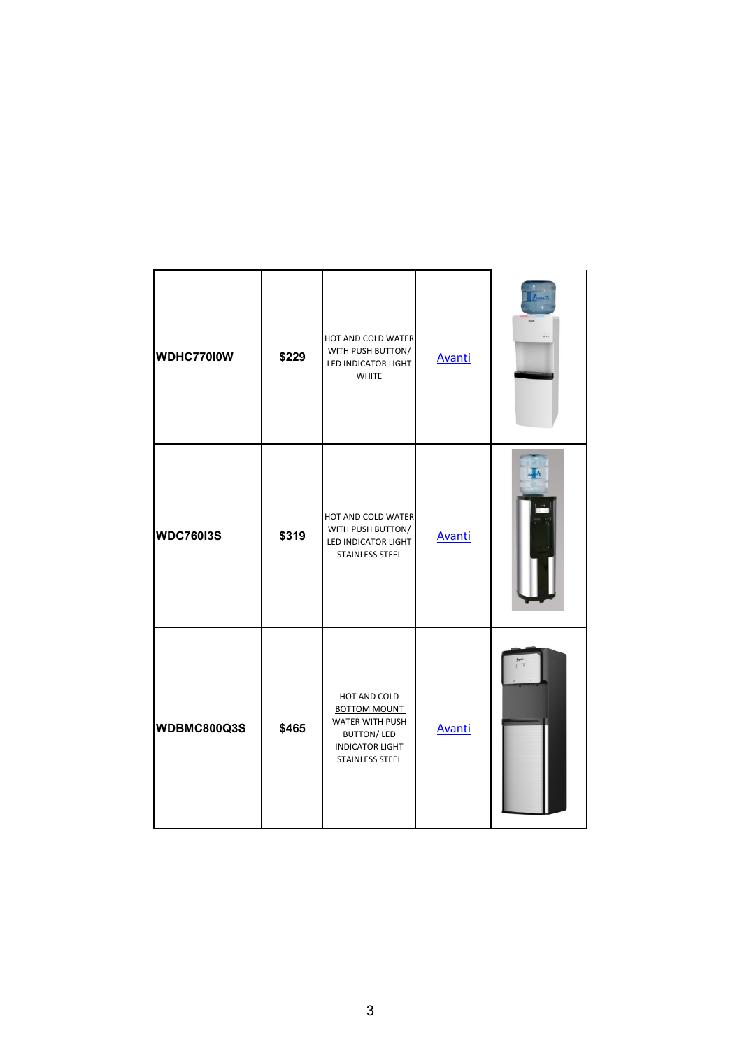| | | | | |
|---|---|---|---|---|
| **WDHC770I0W** | **$229** | HOT AND COLD WATER WITH PUSH BUTTON/ LED INDICATOR LIGHT WHITE | Avanti | |
| **WDC760I3S** | **$319** | HOT AND COLD WATER WITH PUSH BUTTON/ LED INDICATOR LIGHT STAINLESS STEEL | Avanti | |
| **WDBMC800Q3S** | **$465** | HOT AND COLD BOTTOM MOUNT WATER WITH PUSH BUTTON/ LED INDICATOR LIGHT STAINLESS STEEL | Avanti | |